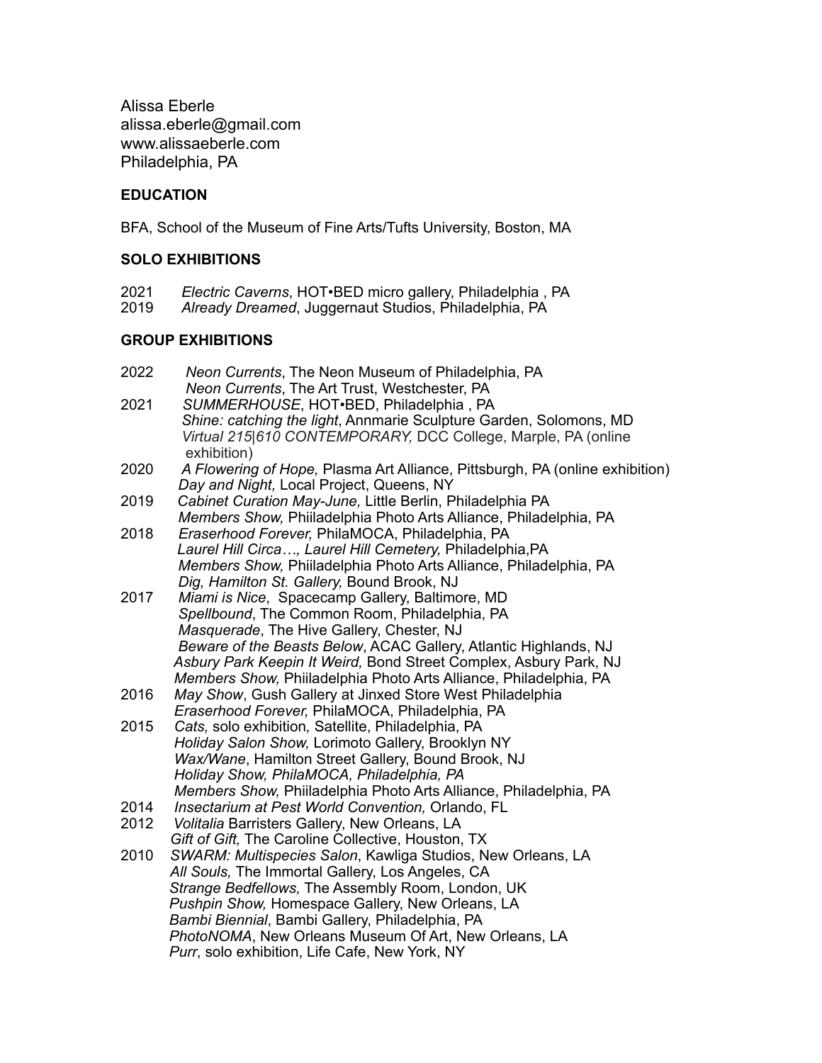Alissa Eberle
alissa.eberle@gmail.com
www.alissaeberle.com
Philadelphia, PA

**EDUCATION**

BFA, School of the Museum of Fine Arts/Tufts University, Boston, MA

**SOLO EXHIBITIONS**

2021 *Electric Caverns*, HOT•BED micro gallery, Philadelphia , PA
2019 *Already Dreamed*, Juggernaut Studios, Philadelphia, PA

**GROUP EXHIBITIONS**

2022 *Neon Currents*, The Neon Museum of Philadelphia, PA
*Neon Currents*, The Art Trust, Westchester, PA
2021 *SUMMERHOUSE*, HOT•BED, Philadelphia , PA
*Shine: catching the light*, Annmarie Sculpture Garden, Solomons, MD
*Virtual 215|610 CONTEMPORARY,* DCC College, Marple, PA (online exhibition)
2020 *A Flowering of Hope,* Plasma Art Alliance, Pittsburgh, PA (online exhibition)
*Day and Night,* Local Project, Queens, NY
2019 *Cabinet Curation May-June,* Little Berlin, Philadelphia PA
*Members Show,* Phiiladelphia Photo Arts Alliance, Philadelphia, PA
2018 *Eraserhood Forever,* PhilaMOCA, Philadelphia, PA
*Laurel Hill Circa…, Laurel Hill Cemetery,* Philadelphia,PA
*Members Show,* Phiiladelphia Photo Arts Alliance, Philadelphia, PA
*Dig, Hamilton St. Gallery,* Bound Brook, NJ
2017 *Miami is Nice*, Spacecamp Gallery, Baltimore, MD
*Spellbound*, The Common Room, Philadelphia, PA
*Masquerade*, The Hive Gallery, Chester, NJ
*Beware of the Beasts Below*, ACAC Gallery, Atlantic Highlands, NJ
*Asbury Park Keepin It Weird,* Bond Street Complex, Asbury Park, NJ
*Members Show,* Phiiladelphia Photo Arts Alliance, Philadelphia, PA
2016 *May Show*, Gush Gallery at Jinxed Store West Philadelphia
*Eraserhood Forever,* PhilaMOCA, Philadelphia, PA
2015 *Cats,* solo exhibition*,* Satellite, Philadelphia, PA
*Holiday Salon Show,* Lorimoto Gallery, Brooklyn NY
*Wax/Wane*, Hamilton Street Gallery, Bound Brook, NJ
*Holiday Show, PhilaMOCA, Philadelphia, PA*
*Members Show,* Phiiladelphia Photo Arts Alliance, Philadelphia, PA
2014 *Insectarium at Pest World Convention,* Orlando, FL
2012 *Volitalia* Barristers Gallery, New Orleans, LA
*Gift of Gift,* The Caroline Collective, Houston, TX
2010 *SWARM: Multispecies Salon*, Kawliga Studios, New Orleans, LA
*All Souls,* The Immortal Gallery, Los Angeles, CA
*Strange Bedfellows,* The Assembly Room, London, UK
*Pushpin Show,* Homespace Gallery, New Orleans, LA
*Bambi Biennial*, Bambi Gallery, Philadelphia, PA
*PhotoNOMA*, New Orleans Museum Of Art, New Orleans, LA
*Purr*, solo exhibition, Life Cafe, New York, NY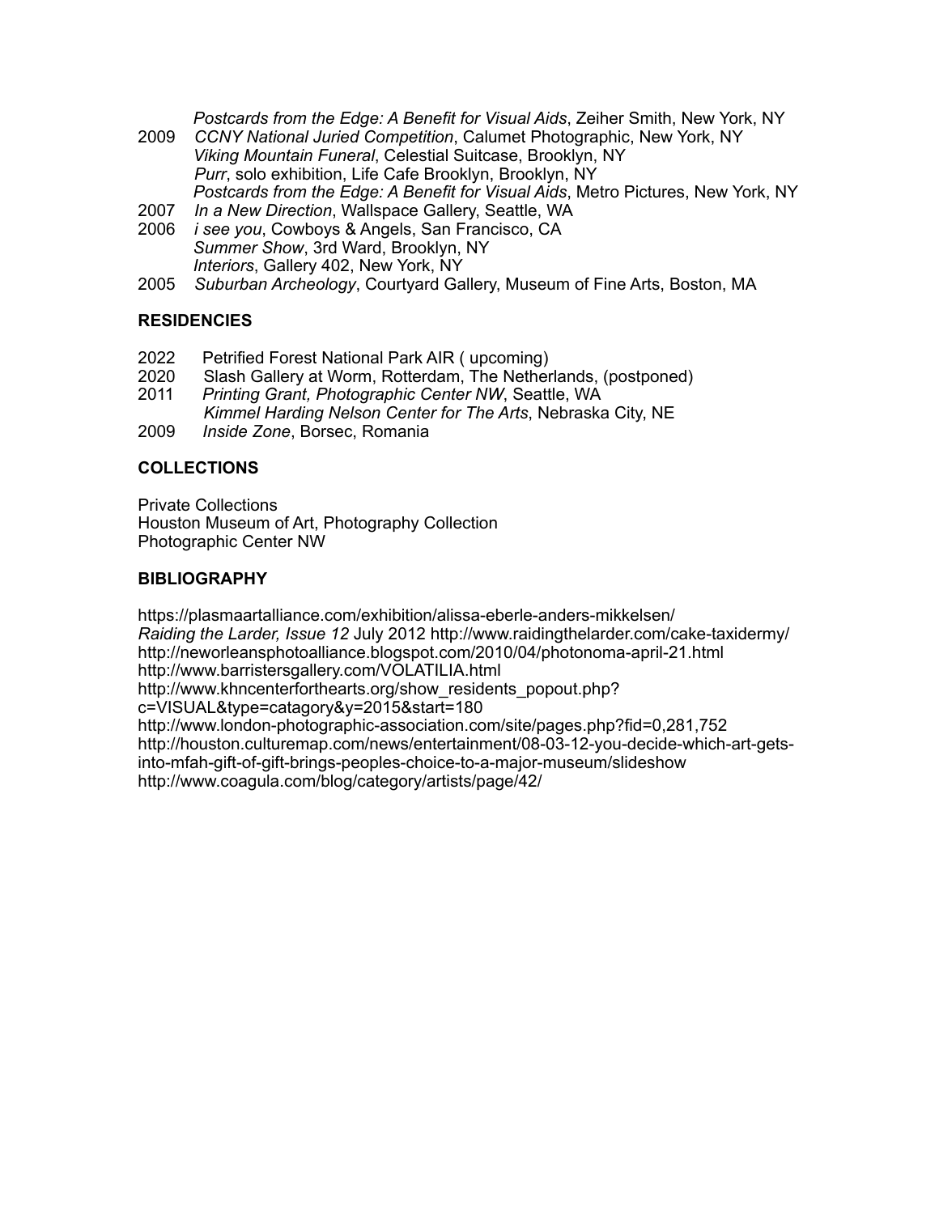*Postcards from the Edge: A Benefit for Visual Aids*, Zeiher Smith, New York, NY

2009 *CCNY National Juried Competition*, Calumet Photographic, New York, NY
*Viking Mountain Funeral*, Celestial Suitcase, Brooklyn, NY
*Purr*, solo exhibition, Life Cafe Brooklyn, Brooklyn, NY
*Postcards from the Edge: A Benefit for Visual Aids*, Metro Pictures, New York, NY

2007 *In a New Direction*, Wallspace Gallery, Seattle, WA

2006 *i see you*, Cowboys & Angels, San Francisco, CA
*Summer Show*, 3rd Ward, Brooklyn, NY
*Interiors*, Gallery 402, New York, NY

2005 *Suburban Archeology*, Courtyard Gallery, Museum of Fine Arts, Boston, MA

**RESIDENCIES**

2022 Petrified Forest National Park AIR ( upcoming)

2020 Slash Gallery at Worm, Rotterdam, The Netherlands, (postponed)

2011 *Printing Grant, Photographic Center NW*, Seattle, WA
*Kimmel Harding Nelson Center for The Arts*, Nebraska City, NE

2009 *Inside Zone*, Borsec, Romania

**COLLECTIONS**

Private Collections
Houston Museum of Art, Photography Collection
Photographic Center NW

**BIBLIOGRAPHY**

https://plasmaartalliance.com/exhibition/alissa-eberle-anders-mikkelsen/
*Raiding the Larder, Issue 12* July 2012 http://www.raidingthelarder.com/cake-taxidermy/
http://neworleansphotoalliance.blogspot.com/2010/04/photonoma-april-21.html
http://www.barristersgallery.com/VOLATILIA.html
http://www.khncenterforthearts.org/show_residents_popout.php?c=VISUAL&type=catagory&y=2015&start=180
http://www.london-photographic-association.com/site/pages.php?fid=0,281,752
http://houston.culturemap.com/news/entertainment/08-03-12-you-decide-which-art-gets-into-mfah-gift-of-gift-brings-peoples-choice-to-a-major-museum/slideshow
http://www.coagula.com/blog/category/artists/page/42/